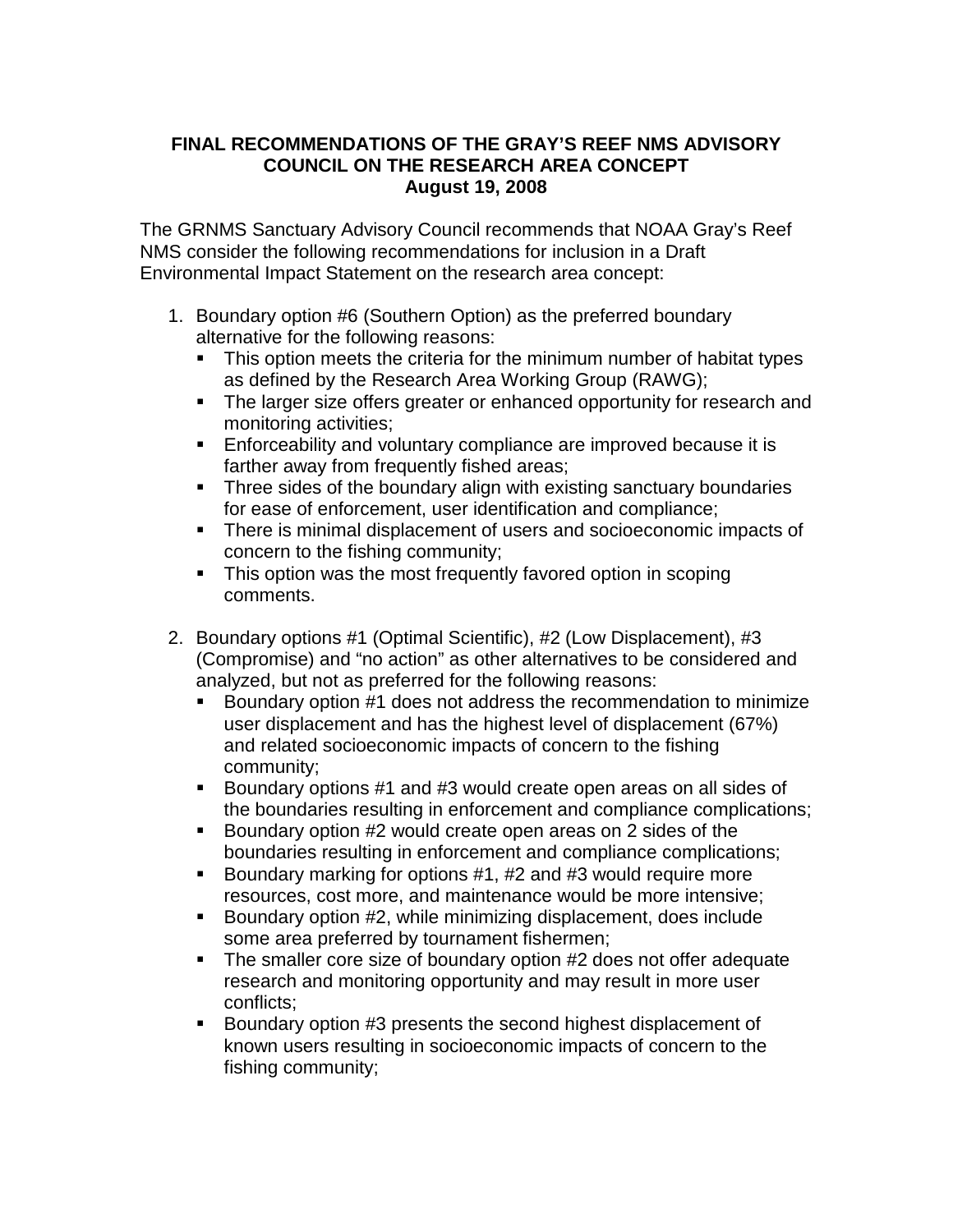**FINAL RECOMMENDATIONS OF THE GRAY'S REEF NMS ADVISORY COUNCIL ON THE RESEARCH AREA CONCEPT**
**August 19, 2008**

The GRNMS Sanctuary Advisory Council recommends that NOAA Gray's Reef NMS consider the following recommendations for inclusion in a Draft Environmental Impact Statement on the research area concept:

1. Boundary option #6 (Southern Option) as the preferred boundary alternative for the following reasons:
   - This option meets the criteria for the minimum number of habitat types as defined by the Research Area Working Group (RAWG);
   - The larger size offers greater or enhanced opportunity for research and monitoring activities;
   - Enforceability and voluntary compliance are improved because it is farther away from frequently fished areas;
   - Three sides of the boundary align with existing sanctuary boundaries for ease of enforcement, user identification and compliance;
   - There is minimal displacement of users and socioeconomic impacts of concern to the fishing community;
   - This option was the most frequently favored option in scoping comments.

2. Boundary options #1 (Optimal Scientific), #2 (Low Displacement), #3 (Compromise) and "no action" as other alternatives to be considered and analyzed, but not as preferred for the following reasons:
   - Boundary option #1 does not address the recommendation to minimize user displacement and has the highest level of displacement (67%) and related socioeconomic impacts of concern to the fishing community;
   - Boundary options #1 and #3 would create open areas on all sides of the boundaries resulting in enforcement and compliance complications;
   - Boundary option #2 would create open areas on 2 sides of the boundaries resulting in enforcement and compliance complications;
   - Boundary marking for options #1, #2 and #3 would require more resources, cost more, and maintenance would be more intensive;
   - Boundary option #2, while minimizing displacement, does include some area preferred by tournament fishermen;
   - The smaller core size of boundary option #2 does not offer adequate research and monitoring opportunity and may result in more user conflicts;
   - Boundary option #3 presents the second highest displacement of known users resulting in socioeconomic impacts of concern to the fishing community;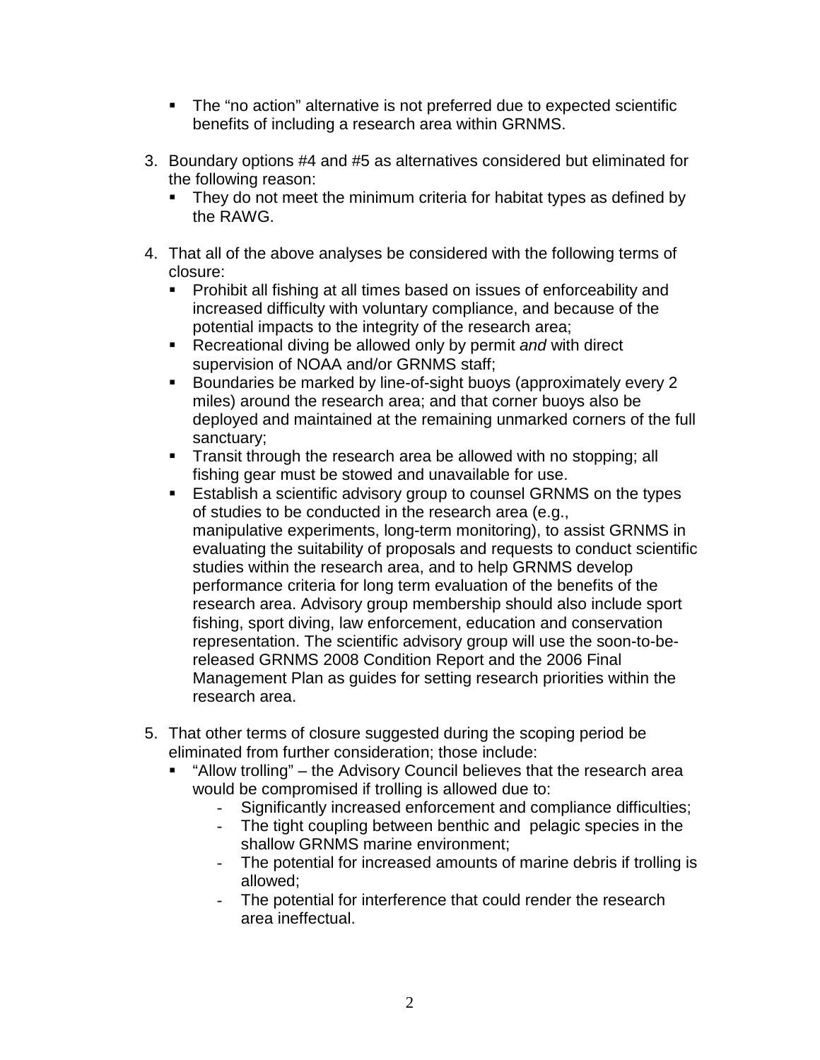- The "no action" alternative is not preferred due to expected scientific benefits of including a research area within GRNMS.

3. Boundary options #4 and #5 as alternatives considered but eliminated for the following reason:
   - They do not meet the minimum criteria for habitat types as defined by the RAWG.

4. That all of the above analyses be considered with the following terms of closure:
   - Prohibit all fishing at all times based on issues of enforceability and increased difficulty with voluntary compliance, and because of the potential impacts to the integrity of the research area;
   - Recreational diving be allowed only by permit *and* with direct supervision of NOAA and/or GRNMS staff;
   - Boundaries be marked by line-of-sight buoys (approximately every 2 miles) around the research area; and that corner buoys also be deployed and maintained at the remaining unmarked corners of the full sanctuary;
   - Transit through the research area be allowed with no stopping; all fishing gear must be stowed and unavailable for use.
   - Establish a scientific advisory group to counsel GRNMS on the types of studies to be conducted in the research area (e.g., manipulative experiments, long-term monitoring), to assist GRNMS in evaluating the suitability of proposals and requests to conduct scientific studies within the research area, and to help GRNMS develop performance criteria for long term evaluation of the benefits of the research area. Advisory group membership should also include sport fishing, sport diving, law enforcement, education and conservation representation. The scientific advisory group will use the soon-to-be-released GRNMS 2008 Condition Report and the 2006 Final Management Plan as guides for setting research priorities within the research area.

5. That other terms of closure suggested during the scoping period be eliminated from further consideration; those include:
   - "Allow trolling" – the Advisory Council believes that the research area would be compromised if trolling is allowed due to:
     - Significantly increased enforcement and compliance difficulties;
     - The tight coupling between benthic and pelagic species in the shallow GRNMS marine environment;
     - The potential for increased amounts of marine debris if trolling is allowed;
     - The potential for interference that could render the research area ineffectual.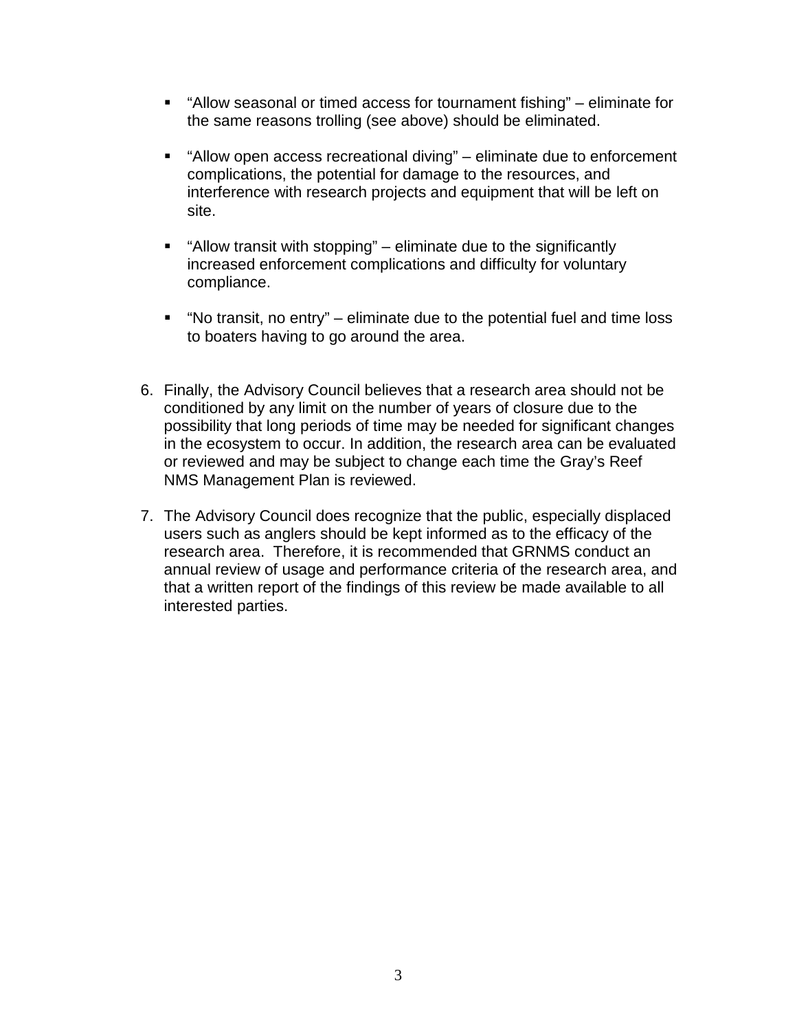- "Allow seasonal or timed access for tournament fishing" – eliminate for the same reasons trolling (see above) should be eliminated.

- "Allow open access recreational diving" – eliminate due to enforcement complications, the potential for damage to the resources, and interference with research projects and equipment that will be left on site.

- "Allow transit with stopping" – eliminate due to the significantly increased enforcement complications and difficulty for voluntary compliance.

- "No transit, no entry" – eliminate due to the potential fuel and time loss to boaters having to go around the area.

6. Finally, the Advisory Council believes that a research area should not be conditioned by any limit on the number of years of closure due to the possibility that long periods of time may be needed for significant changes in the ecosystem to occur. In addition, the research area can be evaluated or reviewed and may be subject to change each time the Gray's Reef NMS Management Plan is reviewed.

7. The Advisory Council does recognize that the public, especially displaced users such as anglers should be kept informed as to the efficacy of the research area. Therefore, it is recommended that GRNMS conduct an annual review of usage and performance criteria of the research area, and that a written report of the findings of this review be made available to all interested parties.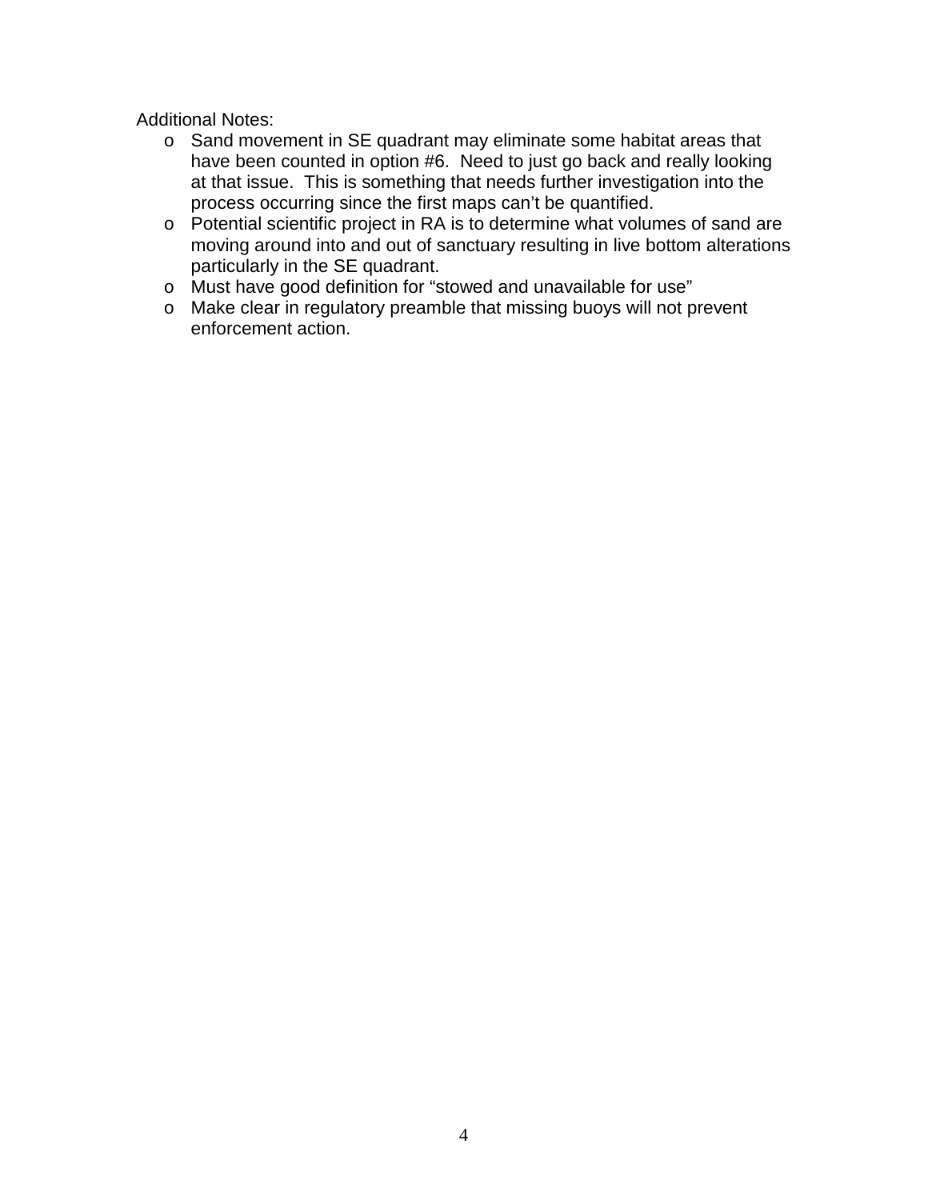Additional Notes:

- Sand movement in SE quadrant may eliminate some habitat areas that have been counted in option #6. Need to just go back and really looking at that issue. This is something that needs further investigation into the process occurring since the first maps can't be quantified.
- Potential scientific project in RA is to determine what volumes of sand are moving around into and out of sanctuary resulting in live bottom alterations particularly in the SE quadrant.
- Must have good definition for "stowed and unavailable for use"
- Make clear in regulatory preamble that missing buoys will not prevent enforcement action.